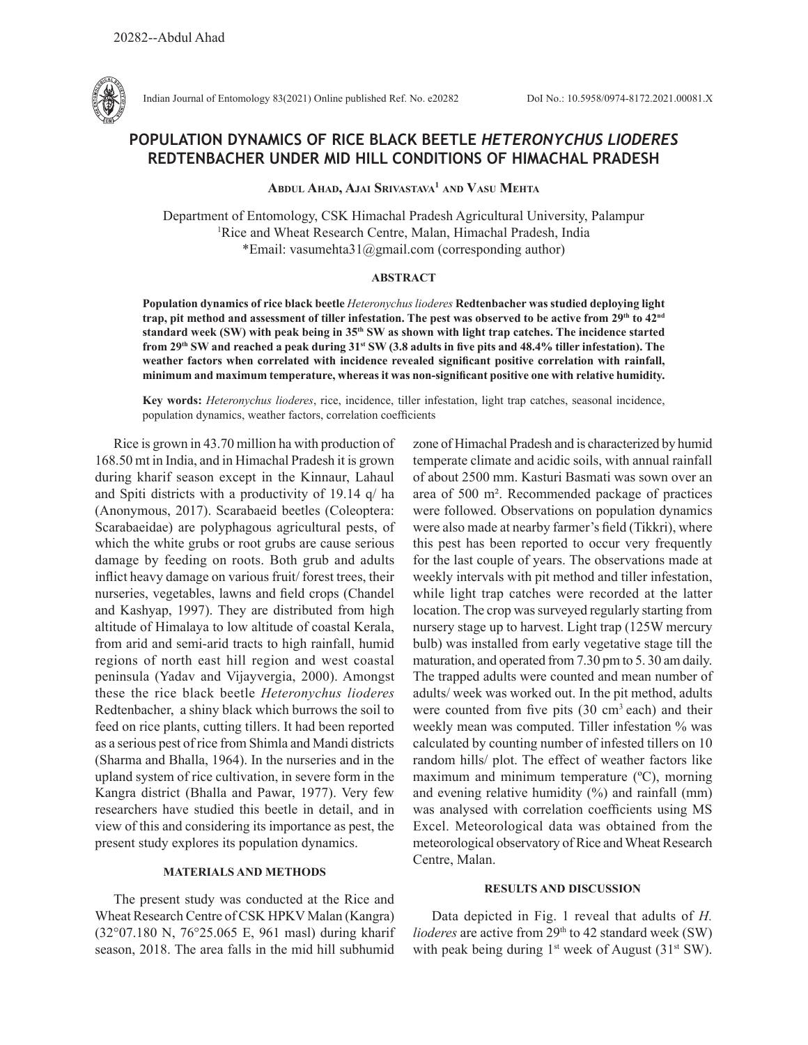20282--Abdul Ahad

# POPULATION DYNAMICS OF RICE BLACK BEETLE *HETERONYCHUS LIODERES* REDTENBACHER UNDER MID HILL CONDITIONS OF HIMACHAL PRADESH

**Abdul Ahad, Ajai Srivastava[1] and Vasu Mehta**

Department of Entomology, CSK Himachal Pradesh Agricultural University, Palampur
[1]Rice and Wheat Research Centre, Malan, Himachal Pradesh, India
*Email: vasumehta31@gmail.com (corresponding author)

## ABSTRACT

**Population dynamics of rice black beetle *Heteronychus liloderes* Redtenbacher was studied deploying light trap, pit method and assessment of tiller infestation. The pest was observed to be active from 29th to 42nd standard week (SW) with peak being in 35th SW as shown with light trap catches. The incidence started from 29th SW and reached a peak during 31st SW (3.8 adults in five pits and 48.4% tiller infestation). The weather factors when correlated with incidence revealed significant positive correlation with rainfall, minimum and maximum temperature, whereas it was non-significant positive one with relative humidity.**

**Key words:** *Heteronychus liloderes*, rice, incidence, tiller infestation, light trap catches, seasonal incidence, population dynamics, weather factors, correlation coefficients

Rice is grown in 43.70 million ha with production of 168.50 mt in India, and in Himachal Pradesh it is grown during kharif season except in the Kinnaur, Lahaul and Spiti districts with a productivity of 19.14 q/ ha (Anonymous, 2017). Scarabaeid beetles (Coleoptera: Scarabaeidae) are polyphagous agricultural pests, of which the white grubs or root grubs are cause serious damage by feeding on roots. Both grub and adults inflict heavy damage on various fruit/ forest trees, their nurseries, vegetables, lawns and field crops (Chandel and Kashyap, 1997). They are distributed from high altitude of Himalaya to low altitude of coastal Kerala, from arid and semi-arid tracts to high rainfall, humid regions of north east hill region and west coastal peninsula (Yadav and Vijayvergia, 2000). Amongst these the rice black beetle *Heteronychus liloderes* Redtenbacher, a shiny black which burrows the soil to feed on rice plants, cutting tillers. It had been reported as a serious pest of rice from Shimla and Mandi districts (Sharma and Bhalla, 1964). In the nurseries and in the upland system of rice cultivation, in severe form in the Kangra district (Bhalla and Pawar, 1977). Very few researchers have studied this beetle in detail, and in view of this and considering its importance as pest, the present study explores its population dynamics.

## MATERIALS AND METHODS

The present study was conducted at the Rice and Wheat Research Centre of CSK HPKV Malan (Kangra) (32°07.180 N, 76°25.065 E, 961 masl) during kharif season, 2018. The area falls in the mid hill subhumid zone of Himachal Pradesh and is characterized by humid temperate climate and acidic soils, with annual rainfall of about 2500 mm. Kasturi Basmati was sown over an area of 500 m². Recommended package of practices were followed. Observations on population dynamics were also made at nearby farmer's field (Tikkri), where this pest has been reported to occur very frequently for the last couple of years. The observations made at weekly intervals with pit method and tiller infestation, while light trap catches were recorded at the latter location. The crop was surveyed regularly starting from nursery stage up to harvest. Light trap (125W mercury bulb) was installed from early vegetative stage till the maturation, and operated from 7.30 pm to 5. 30 am daily. The trapped adults were counted and mean number of adults/ week was worked out. In the pit method, adults were counted from five pits (30 $cm^3$ each) and their weekly mean was computed. Tiller infestation % was calculated by counting number of infested tillers on 10 random hills/ plot. The effect of weather factors like maximum and minimum temperature (ºC), morning and evening relative humidity (%) and rainfall (mm) was analysed with correlation coefficients using MS Excel. Meteorological data was obtained from the meteorological observatory of Rice and Wheat Research Centre, Malan.

## RESULTS AND DISCUSSION

Data depicted in Fig. 1 reveal that adults of *H. liloderes* are active from 29th to 42 standard week (SW) with peak being during 1st week of August (31st SW).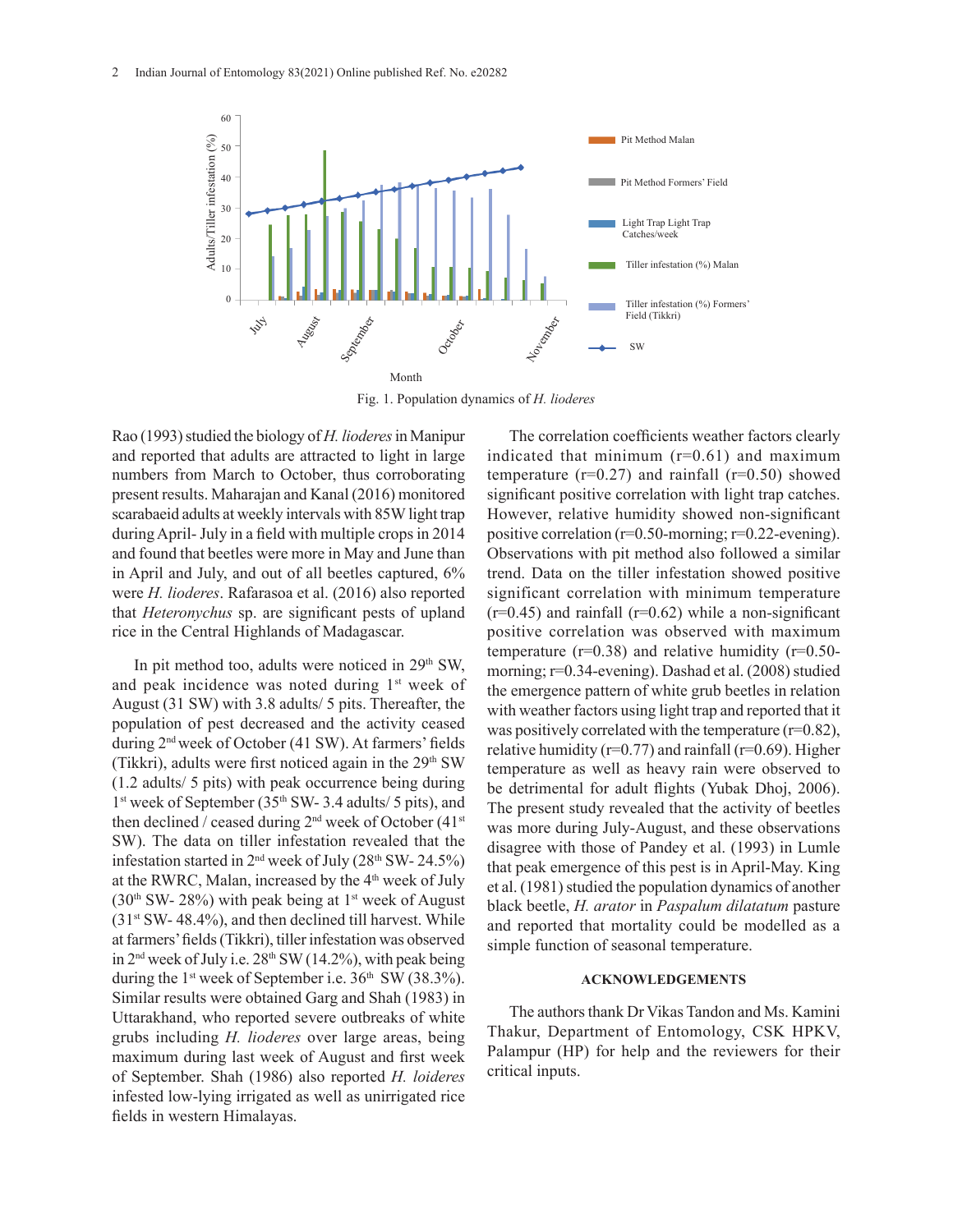Fig. 1. Population dynamics of *H. lioderes*

Rao (1993) studied the biology of *H. lioderes* in Manipur and reported that adults are attracted to light in large numbers from March to October, thus corroborating present results. Maharajan and Kanal (2016) monitored scarabaeid adults at weekly intervals with 85W light trap during April- July in a field with multiple crops in 2014 and found that beetles were more in May and June than in April and July, and out of all beetles captured, 6% were *H. lioderes*. Rafarasoa et al. (2016) also reported that *Heteronychus* sp. are significant pests of upland rice in the Central Highlands of Madagascar.

In pit method too, adults were noticed in 29th SW, and peak incidence was noted during 1st week of August (31 SW) with 3.8 adults/ 5 pits. Thereafter, the population of pest decreased and the activity ceased during 2nd week of October (41 SW). At farmers' fields (Tikkri), adults were first noticed again in the 29th SW (1.2 adults/ 5 pits) with peak occurrence being during 1st week of September (35th SW- 3.4 adults/ 5 pits), and then declined / ceased during 2nd week of October (41st SW). The data on tiller infestation revealed that the infestation started in 2nd week of July (28th SW- 24.5%) at the RWRC, Malan, increased by the 4th week of July (30th SW- 28%) with peak being at 1st week of August (31st SW- 48.4%), and then declined till harvest. While at farmers' fields (Tikkri), tiller infestation was observed in 2nd week of July i.e. 28th SW (14.2%), with peak being during the 1st week of September i.e. 36th SW (38.3%). Similar results were obtained Garg and Shah (1983) in Uttarakhand, who reported severe outbreaks of white grubs including *H. lioderes* over large areas, being maximum during last week of August and first week of September. Shah (1986) also reported *H. loideres* infested low-lying irrigated as well as unirrigated rice fields in western Himalayas.

The correlation coefficients weather factors clearly indicated that minimum (r=0.61) and maximum temperature (r=0.27) and rainfall (r=0.50) showed significant positive correlation with light trap catches. However, relative humidity showed non-significant positive correlation (r=0.50-morning; r=0.22-evening). Observations with pit method also followed a similar trend. Data on the tiller infestation showed positive significant correlation with minimum temperature (r=0.45) and rainfall (r=0.62) while a non-significant positive correlation was observed with maximum temperature (r=0.38) and relative humidity (r=0.50-morning; r=0.34-evening). Dashad et al. (2008) studied the emergence pattern of white grub beetles in relation with weather factors using light trap and reported that it was positively correlated with the temperature (r=0.82), relative humidity (r=0.77) and rainfall (r=0.69). Higher temperature as well as heavy rain were observed to be detrimental for adult flights (Yubak Dhoj, 2006). The present study revealed that the activity of beetles was more during July-August, and these observations disagree with those of Pandey et al. (1993) in Lumle that peak emergence of this pest is in April-May. King et al. (1981) studied the population dynamics of another black beetle, *H. arator* in *Paspalum dilatatum* pasture and reported that mortality could be modelled as a simple function of seasonal temperature.

## ACKNOWLEDGEMENTS

The authors thank Dr Vikas Tandon and Ms. Kamini Thakur, Department of Entomology, CSK HPKV, Palampur (HP) for help and the reviewers for their critical inputs.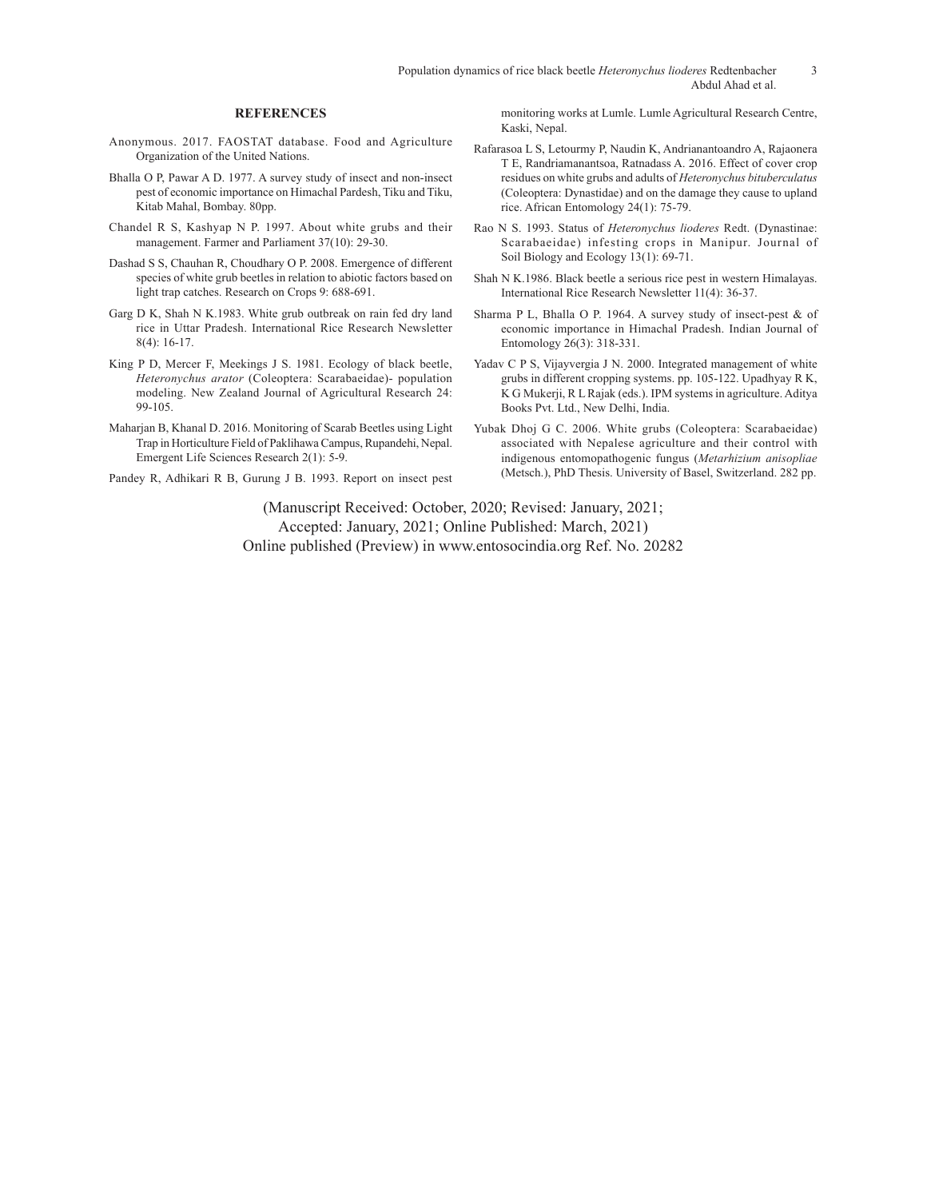## REFERENCES

Anonymous. 2017. FAOSTAT database. Food and Agriculture Organization of the United Nations.

Bhalla O P, Pawar A D. 1977. A survey study of insect and non-insect pest of economic importance on Himachal Pardesh, Tiku and Tiku, Kitab Mahal, Bombay. 80pp.

Chandel R S, Kashyap N P. 1997. About white grubs and their management. Farmer and Parliament 37(10): 29-30.

Dashad S S, Chauhan R, Choudhary O P. 2008. Emergence of different species of white grub beetles in relation to abiotic factors based on light trap catches. Research on Crops 9: 688-691.

Garg D K, Shah N K.1983. White grub outbreak on rain fed dry land rice in Uttar Pradesh. International Rice Research Newsletter 8(4): 16-17.

King P D, Mercer F, Meekings J S. 1981. Ecology of black beetle, *Heteronychus arator* (Coleoptera: Scarabaeidae)- population modeling. New Zealand Journal of Agricultural Research 24: 99-105.

Maharjan B, Khanal D. 2016. Monitoring of Scarab Beetles using Light Trap in Horticulture Field of Paklihawa Campus, Rupandehi, Nepal. Emergent Life Sciences Research 2(1): 5-9.

Pandey R, Adhikari R B, Gurung J B. 1993. Report on insect pest monitoring works at Lumle. Lumle Agricultural Research Centre, Kaski, Nepal.

Rafarasoa L S, Letourmy P, Naudin K, Andrianantoandro A, Rajaonera T E, Randriamanantsoa, Ratnadass A. 2016. Effect of cover crop residues on white grubs and adults of *Heteronychus bituberculatus* (Coleoptera: Dynastidae) and on the damage they cause to upland rice. African Entomology 24(1): 75-79.

Rao N S. 1993. Status of *Heteronychus lioderes* Redt. (Dynastinae: Scarabaeidae) infesting crops in Manipur. Journal of Soil Biology and Ecology 13(1): 69-71.

Shah N K.1986. Black beetle a serious rice pest in western Himalayas. International Rice Research Newsletter 11(4): 36-37.

Sharma P L, Bhalla O P. 1964. A survey study of insect-pest & of economic importance in Himachal Pradesh. Indian Journal of Entomology 26(3): 318-331.

Yadav C P S, Vijayvergia J N. 2000. Integrated management of white grubs in different cropping systems. pp. 105-122. Upadhyay R K, K G Mukerji, R L Rajak (eds.). IPM systems in agriculture. Aditya Books Pvt. Ltd., New Delhi, India.

Yubak Dhoj G C. 2006. White grubs (Coleoptera: Scarabaeidae) associated with Nepalese agriculture and their control with indigenous entomopathogenic fungus (*Metarhizium anisopliae* (Metsch.), PhD Thesis. University of Basel, Switzerland. 282 pp.

(Manuscript Received: October, 2020; Revised: January, 2021; Accepted: January, 2021; Online Published: March, 2021)
Online published (Preview) in www.entosocindia.org Ref. No. 20282